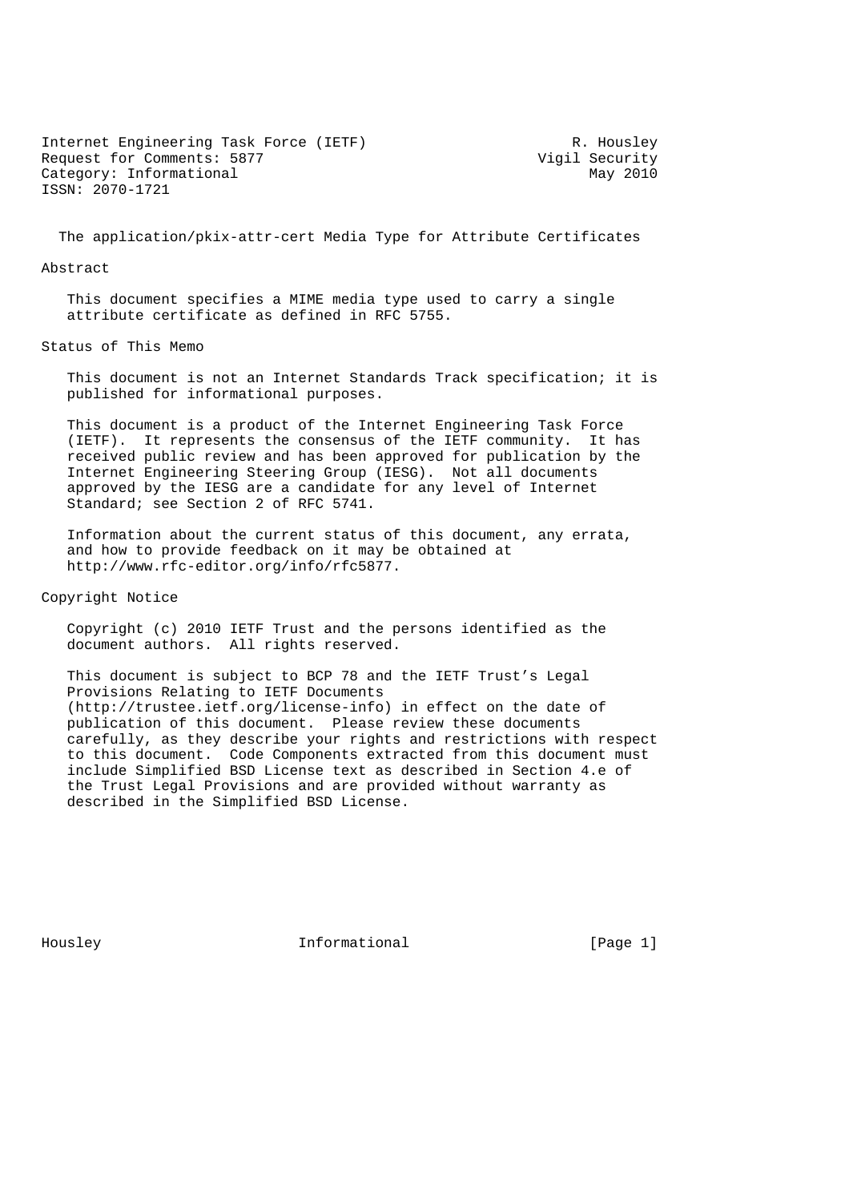Internet Engineering Task Force (IETF) R. Housley
Request for Comments: 5877 Vigil Security
Category: Informational May 2010
ISSN: 2070-1721

# The application/pkix-attr-cert Media Type for Attribute Certificates

## Abstract

This document specifies a MIME media type used to carry a single attribute certificate as defined in RFC 5755.

## Status of This Memo

This document is not an Internet Standards Track specification; it is published for informational purposes.

This document is a product of the Internet Engineering Task Force (IETF). It represents the consensus of the IETF community. It has received public review and has been approved for publication by the Internet Engineering Steering Group (IESG). Not all documents approved by the IESG are a candidate for any level of Internet Standard; see Section 2 of RFC 5741.

Information about the current status of this document, any errata, and how to provide feedback on it may be obtained at http://www.rfc-editor.org/info/rfc5877.

## Copyright Notice

Copyright (c) 2010 IETF Trust and the persons identified as the document authors. All rights reserved.

This document is subject to BCP 78 and the IETF Trust's Legal Provisions Relating to IETF Documents (http://trustee.ietf.org/license-info) in effect on the date of publication of this document. Please review these documents carefully, as they describe your rights and restrictions with respect to this document. Code Components extracted from this document must include Simplified BSD License text as described in Section 4.e of the Trust Legal Provisions and are provided without warranty as described in the Simplified BSD License.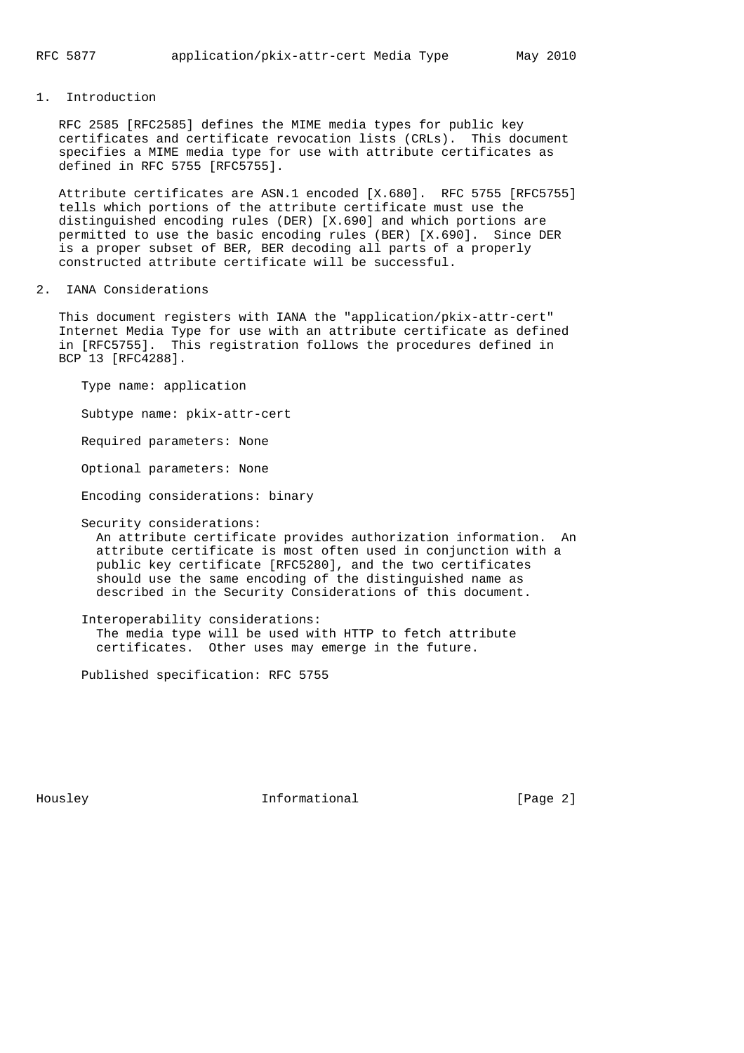## 1. Introduction

RFC 2585 [RFC2585] defines the MIME media types for public key certificates and certificate revocation lists (CRLs). This document specifies a MIME media type for use with attribute certificates as defined in RFC 5755 [RFC5755].

Attribute certificates are ASN.1 encoded [X.680]. RFC 5755 [RFC5755] tells which portions of the attribute certificate must use the distinguished encoding rules (DER) [X.690] and which portions are permitted to use the basic encoding rules (BER) [X.690]. Since DER is a proper subset of BER, BER decoding all parts of a properly constructed attribute certificate will be successful.

## 2. IANA Considerations

This document registers with IANA the "application/pkix-attr-cert" Internet Media Type for use with an attribute certificate as defined in [RFC5755]. This registration follows the procedures defined in BCP 13 [RFC4288].

Type name: application

Subtype name: pkix-attr-cert

Required parameters: None

Optional parameters: None

Encoding considerations: binary

Security considerations:
An attribute certificate provides authorization information. An attribute certificate is most often used in conjunction with a public key certificate [RFC5280], and the two certificates should use the same encoding of the distinguished name as described in the Security Considerations of this document.

Interoperability considerations:
The media type will be used with HTTP to fetch attribute certificates. Other uses may emerge in the future.

Published specification: RFC 5755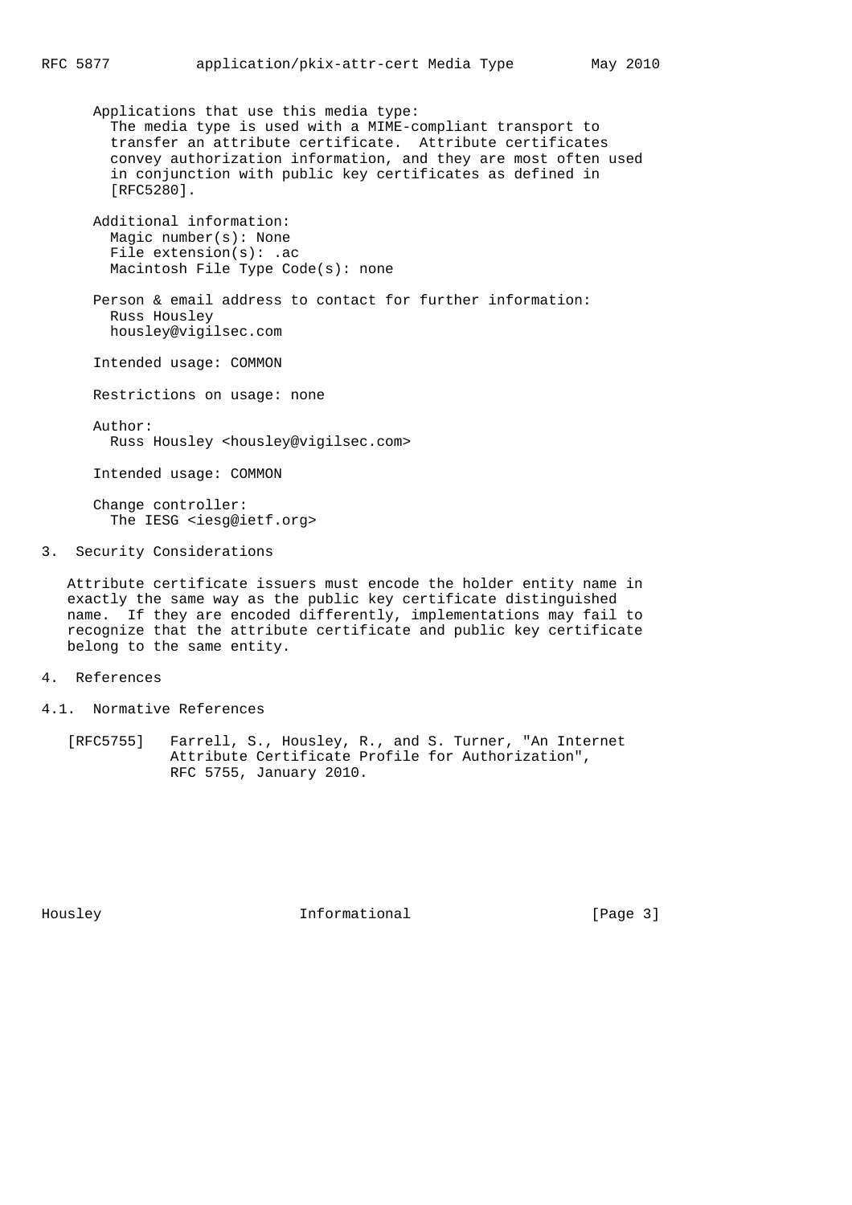Applications that use this media type:
The media type is used with a MIME-compliant transport to transfer an attribute certificate. Attribute certificates convey authorization information, and they are most often used in conjunction with public key certificates as defined in [RFC5280].

Additional information:
Magic number(s): None
File extension(s): .ac
Macintosh File Type Code(s): none

Person & email address to contact for further information:
Russ Housley
housley@vigilsec.com

Intended usage: COMMON

Restrictions on usage: none

Author:
Russ Housley <housley@vigilsec.com>

Intended usage: COMMON

Change controller:
The IESG <iesg@ietf.org>

## 3. Security Considerations

Attribute certificate issuers must encode the holder entity name in exactly the same way as the public key certificate distinguished name. If they are encoded differently, implementations may fail to recognize that the attribute certificate and public key certificate belong to the same entity.

## 4. References

### 4.1. Normative References

[RFC5755] Farrell, S., Housley, R., and S. Turner, "An Internet Attribute Certificate Profile for Authorization", RFC 5755, January 2010.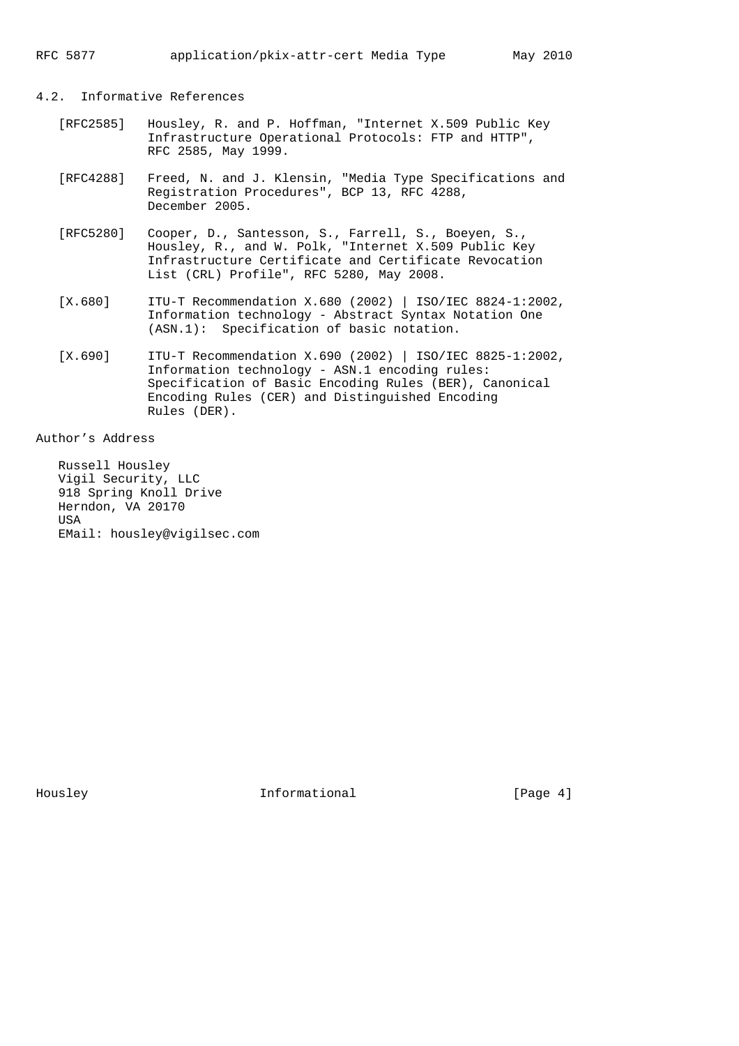## 4.2. Informative References

[RFC2585] Housley, R. and P. Hoffman, "Internet X.509 Public Key Infrastructure Operational Protocols: FTP and HTTP", RFC 2585, May 1999.

[RFC4288] Freed, N. and J. Klensin, "Media Type Specifications and Registration Procedures", BCP 13, RFC 4288, December 2005.

[RFC5280] Cooper, D., Santesson, S., Farrell, S., Boeyen, S., Housley, R., and W. Polk, "Internet X.509 Public Key Infrastructure Certificate and Certificate Revocation List (CRL) Profile", RFC 5280, May 2008.

[X.680] ITU-T Recommendation X.680 (2002) | ISO/IEC 8824-1:2002, Information technology - Abstract Syntax Notation One (ASN.1): Specification of basic notation.

[X.690] ITU-T Recommendation X.690 (2002) | ISO/IEC 8825-1:2002, Information technology - ASN.1 encoding rules: Specification of Basic Encoding Rules (BER), Canonical Encoding Rules (CER) and Distinguished Encoding Rules (DER).

## Author's Address

Russell Housley
Vigil Security, LLC
918 Spring Knoll Drive
Herndon, VA 20170
USA
EMail: housley@vigilsec.com